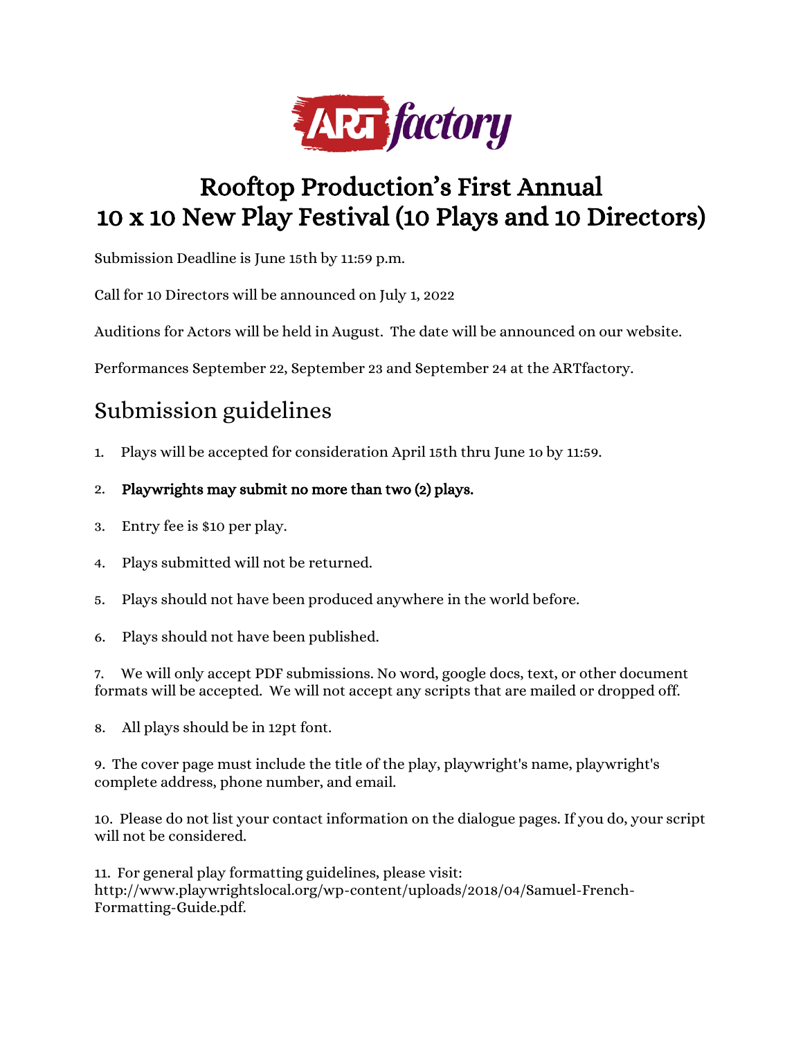# Rooftop Production's First Annual 10 x 10 New Play Festival (10 Plays and 10 Directors)

Submission Deadline is June 15th by 11:59 p.m.

Call for 10 Directors will be announced on July 1, 2022

Auditions for Actors will be held in August. The date will be announced on our website.

Performances September 22, September 23 and September 24 at the ARTfactory.

## Submission guidelines

1. Plays will be accepted for consideration April 15th thru June 10 by 11:59.

2. **Playwrights may submit no more than two (2) plays.**

3. Entry fee is $10 per play.

4. Plays submitted will not be returned.

5. Plays should not have been produced anywhere in the world before.

6. Plays should not have been published.

7. We will only accept PDF submissions. No word, google docs, text, or other document formats will be accepted. We will not accept any scripts that are mailed or dropped off.

8. All plays should be in 12pt font.

9. The cover page must include the title of the play, playwright's name, playwright's complete address, phone number, and email.

10. Please do not list your contact information on the dialogue pages. If you do, your script will not be considered.

11. For general play formatting guidelines, please visit: http://www.playwrightslocal.org/wp-content/uploads/2018/04/Samuel-French-Formatting-Guide.pdf.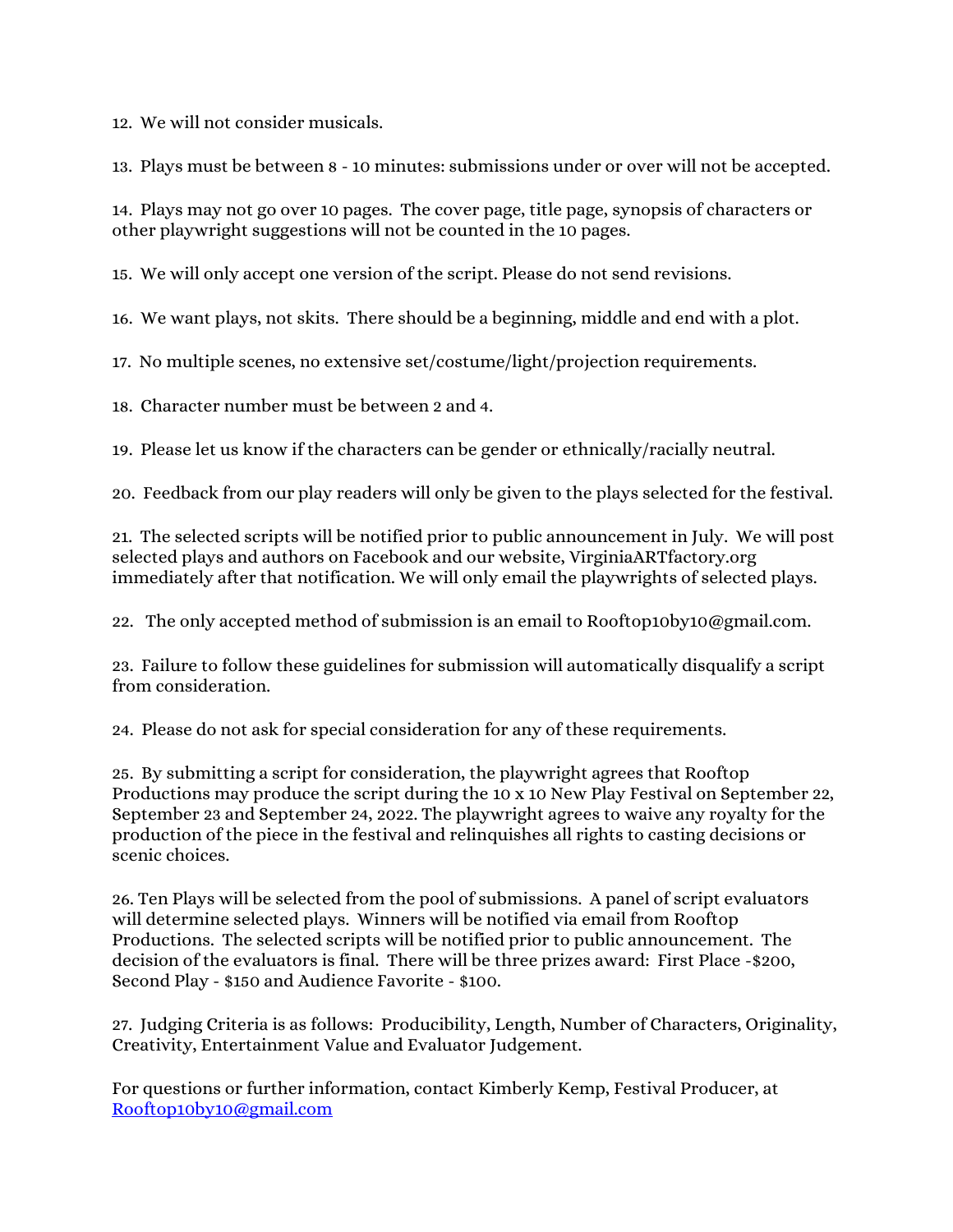12. We will not consider musicals.

13. Plays must be between 8 - 10 minutes: submissions under or over will not be accepted.

14. Plays may not go over 10 pages. The cover page, title page, synopsis of characters or other playwright suggestions will not be counted in the 10 pages.

15. We will only accept one version of the script. Please do not send revisions.

16. We want plays, not skits. There should be a beginning, middle and end with a plot.

17. No multiple scenes, no extensive set/costume/light/projection requirements.

18. Character number must be between 2 and 4.

19. Please let us know if the characters can be gender or ethnically/racially neutral.

20. Feedback from our play readers will only be given to the plays selected for the festival.

21. The selected scripts will be notified prior to public announcement in July. We will post selected plays and authors on Facebook and our website, VirginiaARTfactory.org immediately after that notification. We will only email the playwrights of selected plays.

22. The only accepted method of submission is an email to Rooftop10by10@gmail.com.

23. Failure to follow these guidelines for submission will automatically disqualify a script from consideration.

24. Please do not ask for special consideration for any of these requirements.

25. By submitting a script for consideration, the playwright agrees that Rooftop Productions may produce the script during the 10 x 10 New Play Festival on September 22, September 23 and September 24, 2022. The playwright agrees to waive any royalty for the production of the piece in the festival and relinquishes all rights to casting decisions or scenic choices.

26. Ten Plays will be selected from the pool of submissions. A panel of script evaluators will determine selected plays. Winners will be notified via email from Rooftop Productions. The selected scripts will be notified prior to public announcement. The decision of the evaluators is final. There will be three prizes award: First Place -$200, Second Play - $150 and Audience Favorite - $100.

27. Judging Criteria is as follows: Producibility, Length, Number of Characters, Originality, Creativity, Entertainment Value and Evaluator Judgement.

For questions or further information, contact Kimberly Kemp, Festival Producer, at [Rooftop10by10@gmail.com](mailto:Rooftop10by10@gmail.com)